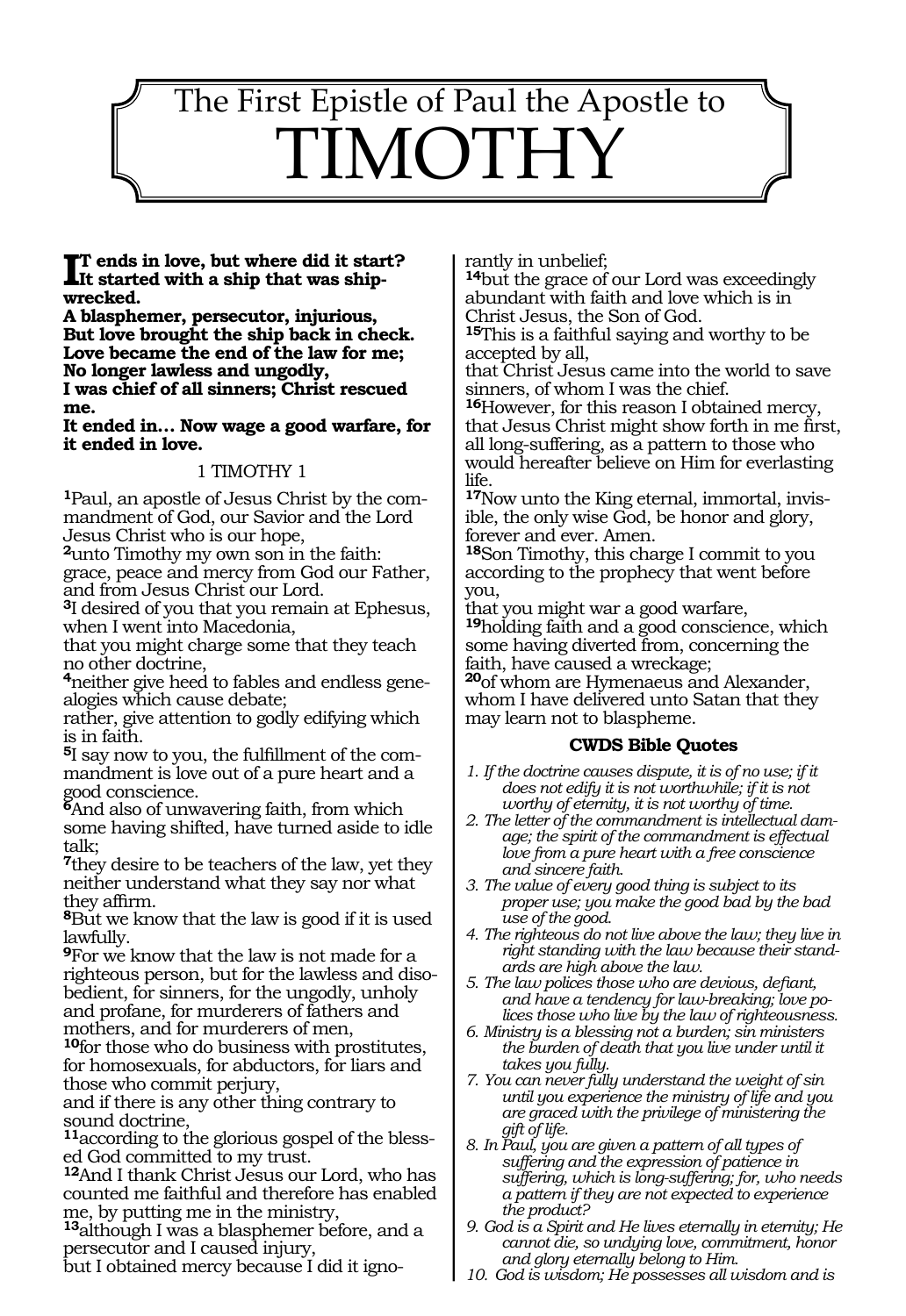# The First Epistle of Paul the Apostle to TIMOTHY

**IT ends in love, but where did it start?**
**It started with a ship that was shipwrecked.**
**A blasphemer, persecutor, injurious,**
**But love brought the ship back in check.**
**Love became the end of the law for me;**
**No longer lawless and ungodly,**
**I was chief of all sinners; Christ rescued me.**
**It ended in… Now wage a good warfare, for it ended in love.**

## 1 TIMOTHY 1

[1]Paul, an apostle of Jesus Christ by the commandment of God, our Savior and the Lord Jesus Christ who is our hope,
[2]unto Timothy my own son in the faith: grace, peace and mercy from God our Father, and from Jesus Christ our Lord.
[3]I desired of you that you remain at Ephesus, when I went into Macedonia,
that you might charge some that they teach no other doctrine,
[4]neither give heed to fables and endless genealogies which cause debate;
rather, give attention to godly edifying which is in faith.
[5]I say now to you, the fulfillment of the commandment is love out of a pure heart and a good conscience.
[6]And also of unwavering faith, from which some having shifted, have turned aside to idle talk;
[7]they desire to be teachers of the law, yet they neither understand what they say nor what they affirm.
[8]But we know that the law is good if it is used lawfully.
[9]For we know that the law is not made for a righteous person, but for the lawless and disobedient, for sinners, for the ungodly, unholy and profane, for murderers of fathers and mothers, and for murderers of men,
[10]for those who do business with prostitutes, for homosexuals, for abductors, for liars and those who commit perjury,
and if there is any other thing contrary to sound doctrine,
[11]according to the glorious gospel of the blessed God committed to my trust.
[12]And I thank Christ Jesus our Lord, who has counted me faithful and therefore has enabled me, by putting me in the ministry,
[13]although I was a blasphemer before, and a persecutor and I caused injury,
but I obtained mercy because I did it ignorantly in unbelief;
[14]but the grace of our Lord was exceedingly abundant with faith and love which is in Christ Jesus, the Son of God.
[15]This is a faithful saying and worthy to be accepted by all,
that Christ Jesus came into the world to save sinners, of whom I was the chief.
[16]However, for this reason I obtained mercy, that Jesus Christ might show forth in me first, all long-suffering, as a pattern to those who would hereafter believe on Him for everlasting life.
[17]Now unto the King eternal, immortal, invisible, the only wise God, be honor and glory, forever and ever. Amen.
[18]Son Timothy, this charge I commit to you according to the prophecy that went before you,
that you might war a good warfare,
[19]holding faith and a good conscience, which some having diverted from, concerning the faith, have caused a wreckage;
[20]of whom are Hymenaeus and Alexander, whom I have delivered unto Satan that they may learn not to blaspheme.

### CWDS Bible Quotes

1. *If the doctrine causes dispute, it is of no use; if it does not edify it is not worthwhile; if it is not worthy of eternity, it is not worthy of time.*
2. *The letter of the commandment is intellectual damage; the spirit of the commandment is effectual love from a pure heart with a free conscience and sincere faith.*
3. *The value of every good thing is subject to its proper use; you make the good bad by the bad use of the good.*
4. *The righteous do not live above the law; they live in right standing with the law because their standards are high above the law.*
5. *The law polices those who are devious, defiant, and have a tendency for law-breaking; love polices those who live by the law of righteousness.*
6. *Ministry is a blessing not a burden; sin ministers the burden of death that you live under until it takes you fully.*
7. *You can never fully understand the weight of sin until you experience the ministry of life and you are graced with the privilege of ministering the gift of life.*
8. *In Paul, you are given a pattern of all types of suffering and the expression of patience in suffering, which is long-suffering; for, who needs a pattern if they are not expected to experience the product?*
9. *God is a Spirit and He lives eternally in eternity; He cannot die, so undying love, commitment, honor and glory eternally belong to Him.*
10. *God is wisdom; He possesses all wisdom and is*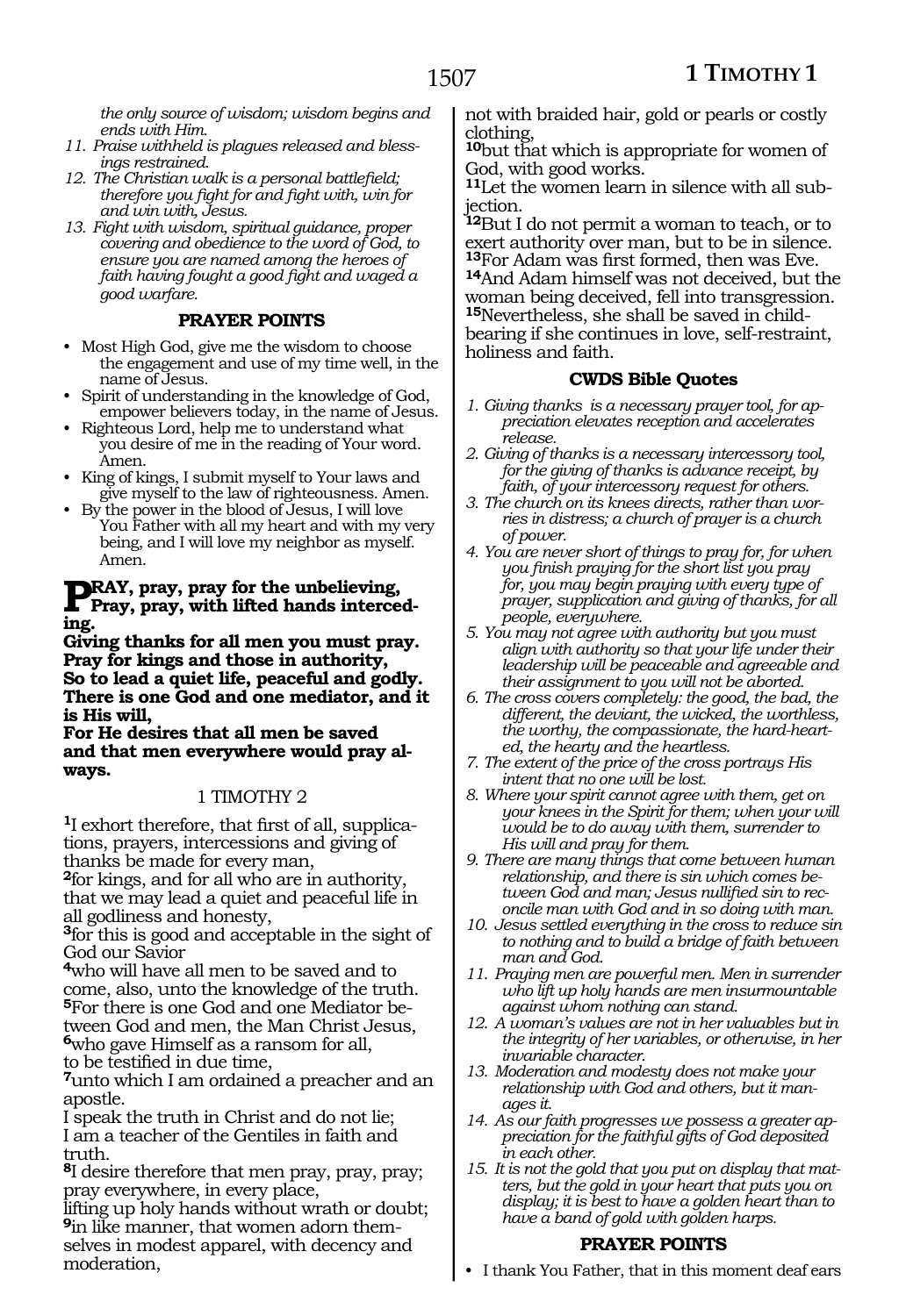*the only source of wisdom; wisdom begins and ends with Him.*

11. *Praise withheld is plagues released and blessings restrained.*
12. *The Christian walk is a personal battlefield; therefore you fight for and fight with, win for and win with, Jesus.*
13. *Fight with wisdom, spiritual guidance, proper covering and obedience to the word of God, to ensure you are named among the heroes of faith having fought a good fight and waged a good warfare.*

### PRAYER POINTS

- Most High God, give me the wisdom to choose the engagement and use of my time well, in the name of Jesus.
- Spirit of understanding in the knowledge of God, empower believers today, in the name of Jesus.
- Righteous Lord, help me to understand what you desire of me in the reading of Your word. Amen.
- King of kings, I submit myself to Your laws and give myself to the law of righteousness. Amen.
- By the power in the blood of Jesus, I will love You Father with all my heart and with my very being, and I will love my neighbor as myself. Amen.

**PRAY, pray, pray for the unbelieving,**
**Pray, pray, with lifted hands interceding.**
**Giving thanks for all men you must pray.**
**Pray for kings and those in authority,**
**So to lead a quiet life, peaceful and godly.**
**There is one God and one mediator, and it is His will,**
**For He desires that all men be saved and that men everywhere would pray always.**

## 1 TIMOTHY 2

[1]I exhort therefore, that first of all, supplications, prayers, intercessions and giving of thanks be made for every man,
[2]for kings, and for all who are in authority, that we may lead a quiet and peaceful life in all godliness and honesty,
[3]for this is good and acceptable in the sight of God our Savior
[4]who will have all men to be saved and to come, also, unto the knowledge of the truth.
[5]For there is one God and one Mediator between God and men, the Man Christ Jesus,
[6]who gave Himself as a ransom for all,
to be testified in due time,
[7]unto which I am ordained a preacher and an apostle.
I speak the truth in Christ and do not lie;
I am a teacher of the Gentiles in faith and truth.
[8]I desire therefore that men pray, pray, pray;
pray everywhere, in every place,
lifting up holy hands without wrath or doubt;
[9]in like manner, that women adorn themselves in modest apparel, with decency and moderation,
not with braided hair, gold or pearls or costly clothing,
[10]but that which is appropriate for women of God, with good works.
[11]Let the women learn in silence with all subjection.
[12]But I do not permit a woman to teach, or to exert authority over man, but to be in silence.
[13]For Adam was first formed, then was Eve.
[14]And Adam himself was not deceived, but the woman being deceived, fell into transgression.
[15]Nevertheless, she shall be saved in childbearing if she continues in love, self-restraint, holiness and faith.

### CWDS Bible Quotes

1. *Giving thanks is a necessary prayer tool, for appreciation elevates reception and accelerates release.*
2. *Giving of thanks is a necessary intercessory tool, for the giving of thanks is advance receipt, by faith, of your intercessory request for others.*
3. *The church on its knees directs, rather than worries in distress; a church of prayer is a church of power.*
4. *You are never short of things to pray for, for when you finish praying for the short list you pray for, you may begin praying with every type of prayer, supplication and giving of thanks, for all people, everywhere.*
5. *You may not agree with authority but you must align with authority so that your life under their leadership will be peaceable and agreeable and their assignment to you will not be aborted.*
6. *The cross covers completely: the good, the bad, the different, the deviant, the wicked, the worthless, the worthy, the compassionate, the hard-hearted, the hearty and the heartless.*
7. *The extent of the price of the cross portrays His intent that no one will be lost.*
8. *Where your spirit cannot agree with them, get on your knees in the Spirit for them; when your will would be to do away with them, surrender to His will and pray for them.*
9. *There are many things that come between human relationship, and there is sin which comes between God and man; Jesus nullified sin to reconcile man with God and in so doing with man.*
10. *Jesus settled everything in the cross to reduce sin to nothing and to build a bridge of faith between man and God.*
11. *Praying men are powerful men. Men in surrender who lift up holy hands are men insurmountable against whom nothing can stand.*
12. *A woman's values are not in her valuables but in the integrity of her variables, or otherwise, in her invariable character.*
13. *Moderation and modesty does not make your relationship with God and others, but it manages it.*
14. *As our faith progresses we possess a greater appreciation for the faithful gifts of God deposited in each other.*
15. *It is not the gold that you put on display that matters, but the gold in your heart that puts you on display; it is best to have a golden heart than to have a band of gold with golden harps.*

### PRAYER POINTS

- I thank You Father, that in this moment deaf ears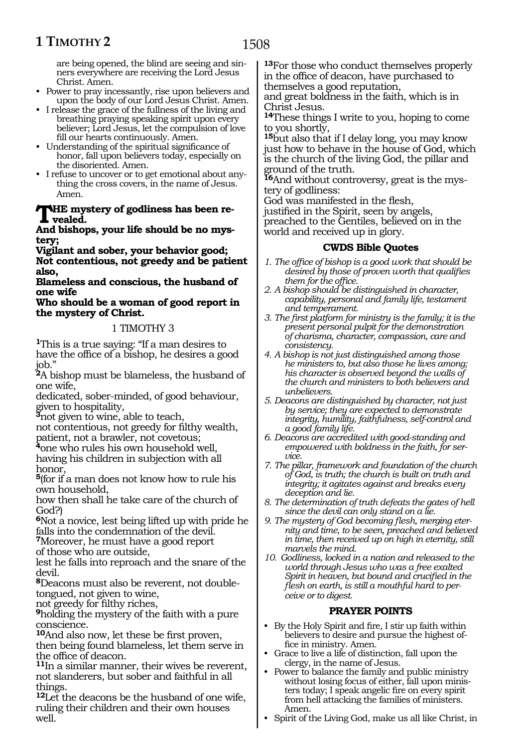are being opened, the blind are seeing and sinners everywhere are receiving the Lord Jesus Christ. Amen.

- Power to pray incessantly, rise upon believers and upon the body of our Lord Jesus Christ. Amen.
- I release the grace of the fullness of the living and breathing praying speaking spirit upon every believer; Lord Jesus, let the compulsion of love fill our hearts continuously. Amen.
- Understanding of the spiritual significance of honor, fall upon believers today, especially on the disoriented. Amen.
- I refuse to uncover or to get emotional about anything the cross covers, in the name of Jesus. Amen.

**THE mystery of godliness has been revealed.**
**And bishops, your life should be no mystery;**
**Vigilant and sober, your behavior good;**
**Not contentious, not greedy and be patient also,**
**Blameless and conscious, the husband of one wife**
**Who should be a woman of good report in the mystery of Christ.**

## 1 TIMOTHY 3

[1]This is a true saying: "If a man desires to have the office of a bishop, he desires a good job."
[2]A bishop must be blameless, the husband of one wife,
dedicated, sober-minded, of good behaviour, given to hospitality,
[3]not given to wine, able to teach,
not contentious, not greedy for filthy wealth, patient, not a brawler, not covetous;
[4]one who rules his own household well, having his children in subjection with all honor,
[5](for if a man does not know how to rule his own household,
how then shall he take care of the church of God?)
[6]Not a novice, lest being lifted up with pride he falls into the condemnation of the devil.
[7]Moreover, he must have a good report of those who are outside,
lest he falls into reproach and the snare of the devil.
[8]Deacons must also be reverent, not double-tongued, not given to wine,
not greedy for filthy riches,
[9]holding the mystery of the faith with a pure conscience.
[10]And also now, let these be first proven, then being found blameless, let them serve in the office of deacon.
[11]In a similar manner, their wives be reverent, not slanderers, but sober and faithful in all things.
[12]Let the deacons be the husband of one wife, ruling their children and their own houses well.
[13]For those who conduct themselves properly in the office of deacon, have purchased to themselves a good reputation,
and great boldness in the faith, which is in Christ Jesus.
[14]These things I write to you, hoping to come to you shortly,
[15]but also that if I delay long, you may know just how to behave in the house of God, which is the church of the living God, the pillar and ground of the truth.
[16]And without controversy, great is the mystery of godliness:
God was manifested in the flesh,
justified in the Spirit, seen by angels,
preached to the Gentiles, believed on in the world and received up in glory.

### CWDS Bible Quotes

1. *The office of bishop is a good work that should be desired by those of proven worth that qualifies them for the office.*
2. *A bishop should be distinguished in character, capability, personal and family life, testament and temperament.*
3. *The first platform for ministry is the family; it is the present personal pulpit for the demonstration of charisma, character, compassion, care and consistency.*
4. *A bishop is not just distinguished among those he ministers to, but also those he lives among; his character is observed beyond the walls of the church and ministers to both believers and unbelievers.*
5. *Deacons are distinguished by character, not just by service; they are expected to demonstrate integrity, humility, faithfulness, self-control and a good family life.*
6. *Deacons are accredited with good-standing and empowered with boldness in the faith, for service.*
7. *The pillar, framework and foundation of the church of God, is truth; the church is built on truth and integrity; it agitates against and breaks every deception and lie.*
8. *The determination of truth defeats the gates of hell since the devil can only stand on a lie.*
9. *The mystery of God becoming flesh, merging eternity and time, to be seen, preached and believed in time, then received up on high in eternity, still marvels the mind.*
10. *Godliness, locked in a nation and released to the world through Jesus who was a free exalted Spirit in heaven, but bound and crucified in the flesh on earth, is still a mouthful hard to perceive or to digest.*

### PRAYER POINTS

- By the Holy Spirit and fire, I stir up faith within believers to desire and pursue the highest office in ministry. Amen.
- Grace to live a life of distinction, fall upon the clergy, in the name of Jesus.
- Power to balance the family and public ministry without losing focus of either, fall upon ministers today; I speak angelic fire on every spirit from hell attacking the families of ministers. Amen.
- Spirit of the Living God, make us all like Christ, in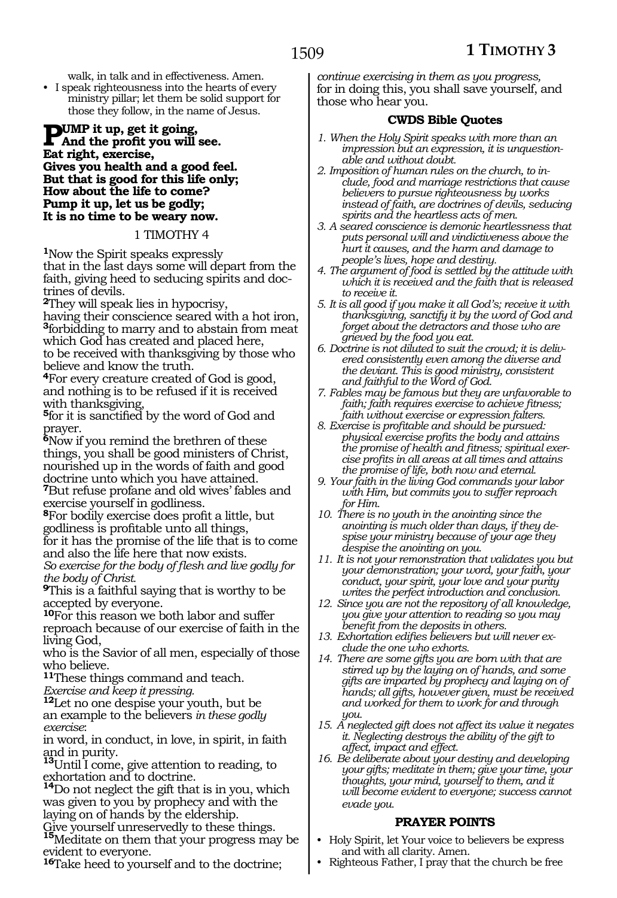walk, in talk and in effectiveness. Amen.

- I speak righteousness into the hearts of every ministry pillar; let them be solid support for those they follow, in the name of Jesus.

**PUMP it up, get it going,**
**And the profit you will see.**
**Eat right, exercise,**
**Gives you health and a good feel.**
**But that is good for this life only;**
**How about the life to come?**
**Pump it up, let us be godly;**
**It is no time to be weary now.**

1 TIMOTHY 4

**1**Now the Spirit speaks expressly
that in the last days some will depart from the faith, giving heed to seducing spirits and doctrines of devils.
**2**They will speak lies in hypocrisy,
having their conscience seared with a hot iron,
**3**forbidding to marry and to abstain from meat which God has created and placed here,
to be received with thanksgiving by those who believe and know the truth.
**4**For every creature created of God is good, and nothing is to be refused if it is received with thanksgiving,
**5**for it is sanctified by the word of God and prayer.
**6**Now if you remind the brethren of these things, you shall be good ministers of Christ, nourished up in the words of faith and good doctrine unto which you have attained.
**7**But refuse profane and old wives' fables and exercise yourself in godliness.
**8**For bodily exercise does profit a little, but godliness is profitable unto all things,
for it has the promise of the life that is to come and also the life here that now exists.
*So exercise for the body of flesh and live godly for the body of Christ.*
**9**This is a faithful saying that is worthy to be accepted by everyone.
**10**For this reason we both labor and suffer reproach because of our exercise of faith in the living God,
who is the Savior of all men, especially of those who believe.
**11**These things command and teach.
*Exercise and keep it pressing.*
**12**Let no one despise your youth, but be an example to the believers *in these godly exercise*:
in word, in conduct, in love, in spirit, in faith and in purity.
**13**Until I come, give attention to reading, to exhortation and to doctrine.
**14**Do not neglect the gift that is in you, which was given to you by prophecy and with the laying on of hands by the eldership.
Give yourself unreservedly to these things.
**15**Meditate on them that your progress may be evident to everyone.
**16**Take heed to yourself and to the doctrine; *continue exercising in them as you progress,*
for in doing this, you shall save yourself, and those who hear you.

### CWDS Bible Quotes

*1. When the Holy Spirit speaks with more than an impression but an expression, it is unquestionable and without doubt.*
*2. Imposition of human rules on the church, to include, food and marriage restrictions that cause believers to pursue righteousness by works instead of faith, are doctrines of devils, seducing spirits and the heartless acts of men.*
*3. A seared conscience is demonic heartlessness that puts personal will and vindictiveness above the hurt it causes, and the harm and damage to people's lives, hope and destiny.*
*4. The argument of food is settled by the attitude with which it is received and the faith that is released to receive it.*
*5. It is all good if you make it all God's; receive it with thanksgiving, sanctify it by the word of God and forget about the detractors and those who are grieved by the food you eat.*
*6. Doctrine is not diluted to suit the crowd; it is delivered consistently even among the diverse and the deviant. This is good ministry, consistent and faithful to the Word of God.*
*7. Fables may be famous but they are unfavorable to faith; faith requires exercise to achieve fitness; faith without exercise or expression falters.*
*8. Exercise is profitable and should be pursued: physical exercise profits the body and attains the promise of health and fitness; spiritual exercise profits in all areas at all times and attains the promise of life, both now and eternal.*
*9. Your faith in the living God commands your labor with Him, but commits you to suffer reproach for Him.*
*10. There is no youth in the anointing since the anointing is much older than days, if they despise your ministry because of your age they despise the anointing on you.*
*11. It is not your remonstration that validates you but your demonstration; your word, your faith, your conduct, your spirit, your love and your purity writes the perfect introduction and conclusion.*
*12. Since you are not the repository of all knowledge, you give your attention to reading so you may benefit from the deposits in others.*
*13. Exhortation edifies believers but will never exclude the one who exhorts.*
*14. There are some gifts you are born with that are stirred up by the laying on of hands, and some gifts are imparted by prophecy and laying on of hands; all gifts, however given, must be received and worked for them to work for and through you.*
*15. A neglected gift does not affect its value it negates it. Neglecting destroys the ability of the gift to affect, impact and effect.*
*16. Be deliberate about your destiny and developing your gifts; meditate in them; give your time, your thoughts, your mind, yourself to them, and it will become evident to everyone; success cannot evade you.*

### PRAYER POINTS

- Holy Spirit, let Your voice to believers be express and with all clarity. Amen.
- Righteous Father, I pray that the church be free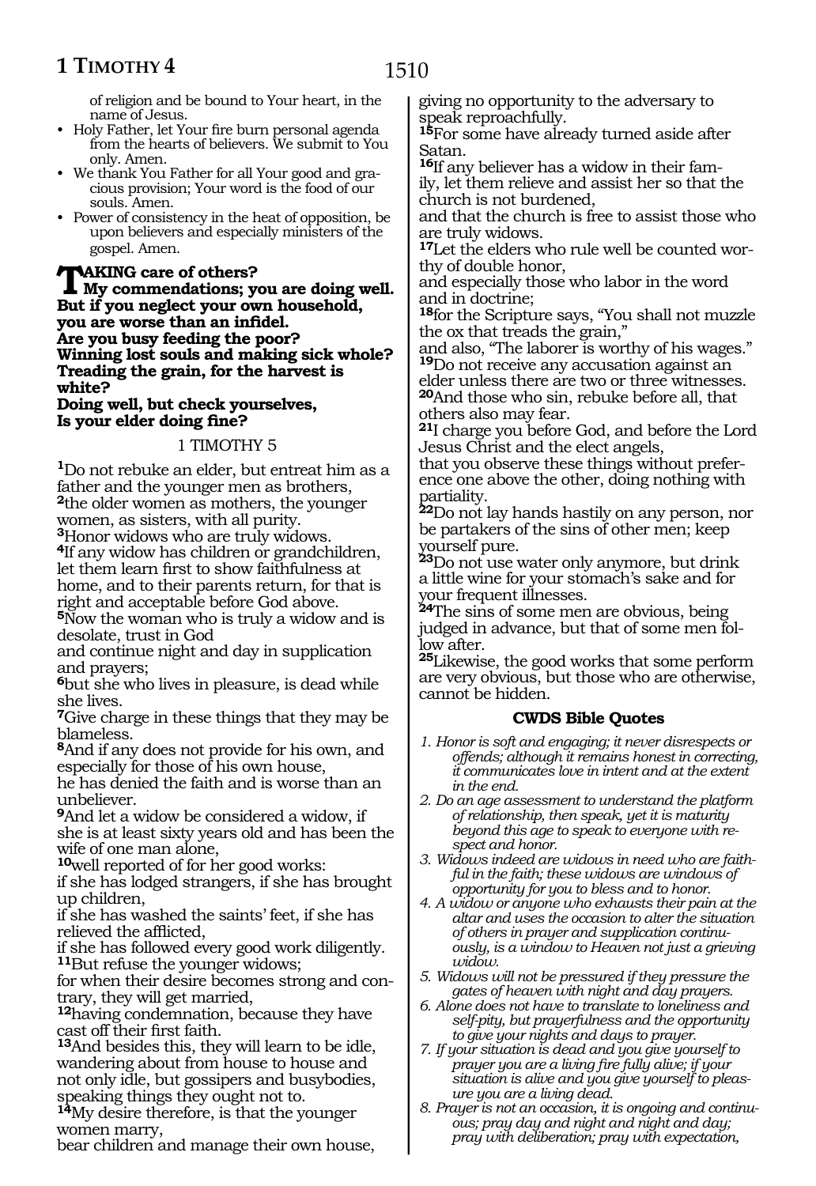of religion and be bound to Your heart, in the name of Jesus.
- Holy Father, let Your fire burn personal agenda from the hearts of believers. We submit to You only. Amen.
- We thank You Father for all Your good and gracious provision; Your word is the food of our souls. Amen.
- Power of consistency in the heat of opposition, be upon believers and especially ministers of the gospel. Amen.

**TAKING care of others?**
**My commendations; you are doing well.**
**But if you neglect your own household,**
**you are worse than an infidel.**
**Are you busy feeding the poor?**
**Winning lost souls and making sick whole?**
**Treading the grain, for the harvest is white?**
**Doing well, but check yourselves,**
**Is your elder doing fine?**

## 1 TIMOTHY 5

**1**Do not rebuke an elder, but entreat him as a father and the younger men as brothers,
**2**the older women as mothers, the younger women, as sisters, with all purity.
**3**Honor widows who are truly widows.
**4**If any widow has children or grandchildren, let them learn first to show faithfulness at home, and to their parents return, for that is right and acceptable before God above.
**5**Now the woman who is truly a widow and is desolate, trust in God
and continue night and day in supplication and prayers;
**6**but she who lives in pleasure, is dead while she lives.
**7**Give charge in these things that they may be blameless.
**8**And if any does not provide for his own, and especially for those of his own house,
he has denied the faith and is worse than an unbeliever.
**9**And let a widow be considered a widow, if she is at least sixty years old and has been the wife of one man alone,
**10**well reported of for her good works:
if she has lodged strangers, if she has brought up children,
if she has washed the saints' feet, if she has relieved the afflicted,
if she has followed every good work diligently.
**11**But refuse the younger widows;
for when their desire becomes strong and contrary, they will get married,
**12**having condemnation, because they have cast off their first faith.
**13**And besides this, they will learn to be idle, wandering about from house to house and not only idle, but gossipers and busybodies, speaking things they ought not to.
**14**My desire therefore, is that the younger women marry,
bear children and manage their own house,
giving no opportunity to the adversary to speak reproachfully.
**15**For some have already turned aside after Satan.
**16**If any believer has a widow in their family, let them relieve and assist her so that the church is not burdened,
and that the church is free to assist those who are truly widows.
**17**Let the elders who rule well be counted worthy of double honor,
and especially those who labor in the word and in doctrine;
**18**for the Scripture says, "You shall not muzzle the ox that treads the grain,"
and also, "The laborer is worthy of his wages."
**19**Do not receive any accusation against an elder unless there are two or three witnesses.
**20**And those who sin, rebuke before all, that others also may fear.
**21**I charge you before God, and before the Lord Jesus Christ and the elect angels,
that you observe these things without preference one above the other, doing nothing with partiality.
**22**Do not lay hands hastily on any person, nor be partakers of the sins of other men; keep yourself pure.
**23**Do not use water only anymore, but drink a little wine for your stomach's sake and for your frequent illnesses.
**24**The sins of some men are obvious, being judged in advance, but that of some men follow after.
**25**Likewise, the good works that some perform are very obvious, but those who are otherwise, cannot be hidden.

### CWDS Bible Quotes

1. *Honor is soft and engaging; it never disrespects or offends; although it remains honest in correcting, it communicates love in intent and at the extent in the end.*
2. *Do an age assessment to understand the platform of relationship, then speak, yet it is maturity beyond this age to speak to everyone with respect and honor.*
3. *Widows indeed are widows in need who are faithful in the faith; these widows are windows of opportunity for you to bless and to honor.*
4. *A widow or anyone who exhausts their pain at the altar and uses the occasion to alter the situation of others in prayer and supplication continuously, is a window to Heaven not just a grieving widow.*
5. *Widows will not be pressured if they pressure the gates of heaven with night and day prayers.*
6. *Alone does not have to translate to loneliness and self-pity, but prayerfulness and the opportunity to give your nights and days to prayer.*
7. *If your situation is dead and you give yourself to prayer you are a living fire fully alive; if your situation is alive and you give yourself to pleasure you are a living dead.*
8. *Prayer is not an occasion, it is ongoing and continuous; pray day and night and night and day; pray with deliberation; pray with expectation,*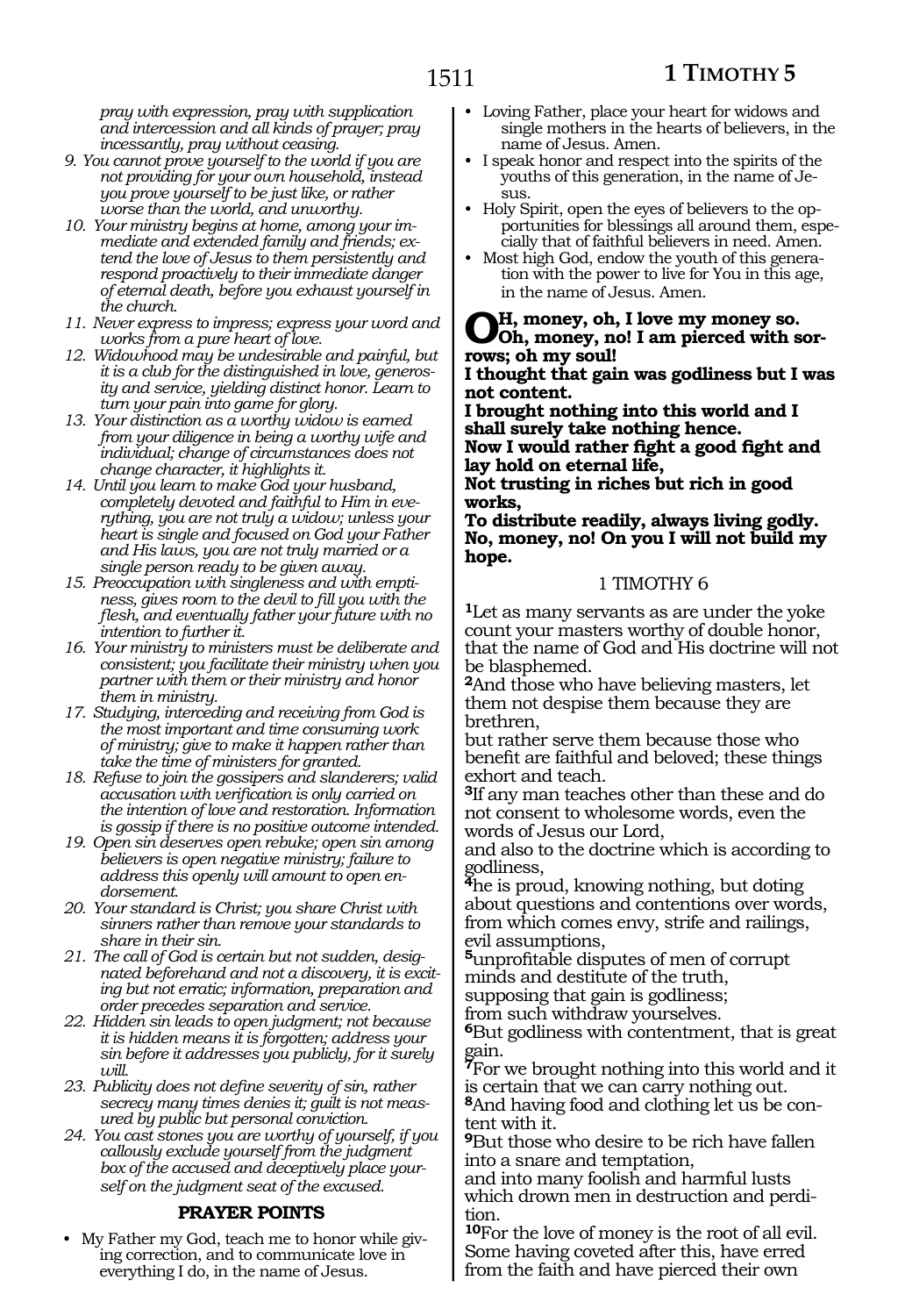*pray with expression, pray with supplication and intercession and all kinds of prayer; pray incessantly, pray without ceasing.*

9. *You cannot prove yourself to the world if you are not providing for your own household, instead you prove yourself to be just like, or rather worse than the world, and unworthy.*
10. *Your ministry begins at home, among your immediate and extended family and friends; extend the love of Jesus to them persistently and respond proactively to their immediate danger of eternal death, before you exhaust yourself in the church.*
11. *Never express to impress; express your word and works from a pure heart of love.*
12. *Widowhood may be undesirable and painful, but it is a club for the distinguished in love, generosity and service, yielding distinct honor. Learn to turn your pain into game for glory.*
13. *Your distinction as a worthy widow is earned from your diligence in being a worthy wife and individual; change of circumstances does not change character, it highlights it.*
14. *Until you learn to make God your husband, completely devoted and faithful to Him in everything, you are not truly a widow; unless your heart is single and focused on God your Father and His laws, you are not truly married or a single person ready to be given away.*
15. *Preoccupation with singleness and with emptiness, gives room to the devil to fill you with the flesh, and eventually father your future with no intention to further it.*
16. *Your ministry to ministers must be deliberate and consistent; you facilitate their ministry when you partner with them or their ministry and honor them in ministry.*
17. *Studying, interceding and receiving from God is the most important and time consuming work of ministry; give to make it happen rather than take the time of ministers for granted.*
18. *Refuse to join the gossipers and slanderers; valid accusation with verification is only carried on the intention of love and restoration. Information is gossip if there is no positive outcome intended.*
19. *Open sin deserves open rebuke; open sin among believers is open negative ministry; failure to address this openly will amount to open endorsement.*
20. *Your standard is Christ; you share Christ with sinners rather than remove your standards to share in their sin.*
21. *The call of God is certain but not sudden, designated beforehand and not a discovery, it is exciting but not erratic; information, preparation and order precedes separation and service.*
22. *Hidden sin leads to open judgment; not because it is hidden means it is forgotten; address your sin before it addresses you publicly, for it surely will.*
23. *Publicity does not define severity of sin, rather secrecy many times denies it; guilt is not measured by public but personal conviction.*
24. *You cast stones you are worthy of yourself, if you callously exclude yourself from the judgment box of the accused and deceptively place yourself on the judgment seat of the excused.*

### PRAYER POINTS

- My Father my God, teach me to honor while giving correction, and to communicate love in everything I do, in the name of Jesus.
- Loving Father, place your heart for widows and single mothers in the hearts of believers, in the name of Jesus. Amen.
- I speak honor and respect into the spirits of the youths of this generation, in the name of Jesus.
- Holy Spirit, open the eyes of believers to the opportunities for blessings all around them, especially that of faithful believers in need. Amen.
- Most high God, endow the youth of this generation with the power to live for You in this age, in the name of Jesus. Amen.

**OH, money, oh, I love my money so.**
**Oh, money, no! I am pierced with sorrows; oh my soul!**
**I thought that gain was godliness but I was not content.**
**I brought nothing into this world and I shall surely take nothing hence.**
**Now I would rather fight a good fight and lay hold on eternal life,**
**Not trusting in riches but rich in good works,**
**To distribute readily, always living godly.**
**No, money, no! On you I will not build my hope.**

## 1 TIMOTHY 6

**1**Let as many servants as are under the yoke count your masters worthy of double honor, that the name of God and His doctrine will not be blasphemed.
**2**And those who have believing masters, let them not despise them because they are brethren,
but rather serve them because those who benefit are faithful and beloved; these things exhort and teach.
**3**If any man teaches other than these and do not consent to wholesome words, even the words of Jesus our Lord,
and also to the doctrine which is according to godliness,
**4**he is proud, knowing nothing, but doting about questions and contentions over words, from which comes envy, strife and railings, evil assumptions,
**5**unprofitable disputes of men of corrupt minds and destitute of the truth,
supposing that gain is godliness;
from such withdraw yourselves.
**6**But godliness with contentment, that is great gain.
**7**For we brought nothing into this world and it is certain that we can carry nothing out.
**8**And having food and clothing let us be content with it.
**9**But those who desire to be rich have fallen into a snare and temptation,
and into many foolish and harmful lusts which drown men in destruction and perdition.
**10**For the love of money is the root of all evil. Some having coveted after this, have erred from the faith and have pierced their own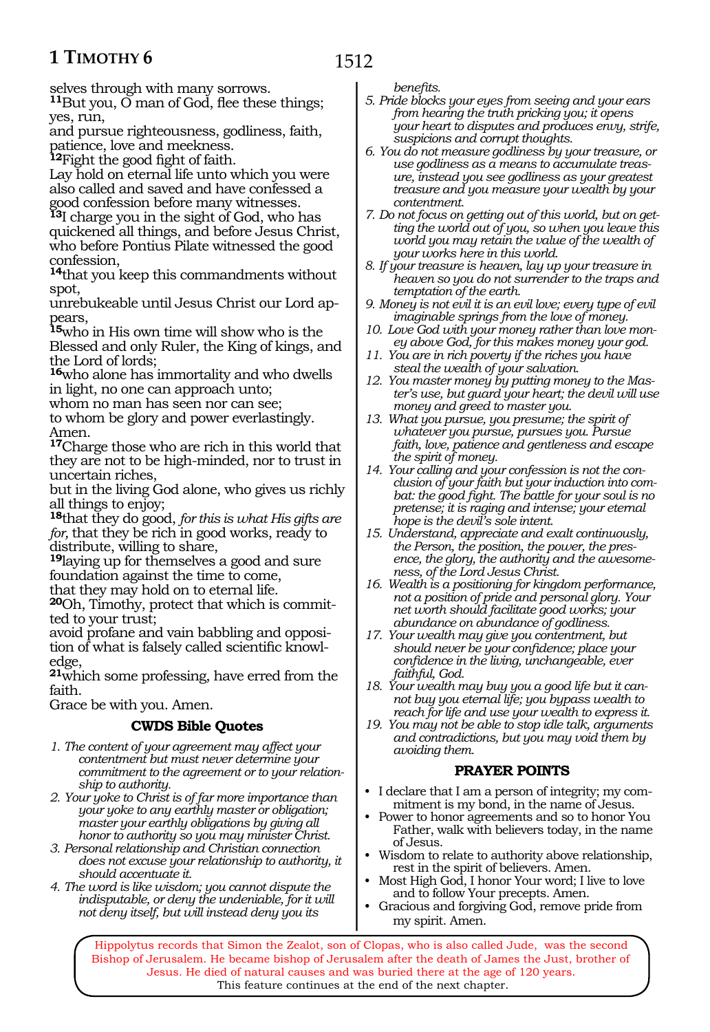selves through with many sorrows.

**11**But you, O man of God, flee these things; yes, run,
and pursue righteousness, godliness, faith, patience, love and meekness.

**12**Fight the good fight of faith.
Lay hold on eternal life unto which you were also called and saved and have confessed a good confession before many witnesses.

**13**I charge you in the sight of God, who has quickened all things, and before Jesus Christ, who before Pontius Pilate witnessed the good confession,

**14**that you keep this commandments without spot,
unrebukeable until Jesus Christ our Lord appears,

**15**who in His own time will show who is the Blessed and only Ruler, the King of kings, and the Lord of lords;

**16**who alone has immortality and who dwells in light, no one can approach unto;
whom no man has seen nor can see;
to whom be glory and power everlastingly. Amen.

**17**Charge those who are rich in this world that they are not to be high-minded, nor to trust in uncertain riches,
but in the living God alone, who gives us richly all things to enjoy;

**18**that they do good, *for this is what His gifts are for,* that they be rich in good works, ready to distribute, willing to share,

**19**laying up for themselves a good and sure foundation against the time to come,
that they may hold on to eternal life.

**20**Oh, Timothy, protect that which is committed to your trust;
avoid profane and vain babbling and opposition of what is falsely called scientific knowledge,

**21**which some professing, have erred from the faith.
Grace be with you. Amen.

### CWDS Bible Quotes

1. *The content of your agreement may affect your contentment but must never determine your commitment to the agreement or to your relationship to authority.*
2. *Your yoke to Christ is of far more importance than your yoke to any earthly master or obligation; master your earthly obligations by giving all honor to authority so you may minister Christ.*
3. *Personal relationship and Christian connection does not excuse your relationship to authority, it should accentuate it.*
4. *The word is like wisdom; you cannot dispute the indisputable, or deny the undeniable, for it will not deny itself, but will instead deny you its benefits.*
5. *Pride blocks your eyes from seeing and your ears from hearing the truth pricking you; it opens your heart to disputes and produces envy, strife, suspicions and corrupt thoughts.*
6. *You do not measure godliness by your treasure, or use godliness as a means to accumulate treasure, instead you see godliness as your greatest treasure and you measure your wealth by your contentment.*
7. *Do not focus on getting out of this world, but on getting the world out of you, so when you leave this world you may retain the value of the wealth of your works here in this world.*
8. *If your treasure is heaven, lay up your treasure in heaven so you do not surrender to the traps and temptation of the earth.*
9. *Money is not evil it is an evil love; every type of evil imaginable springs from the love of money.*
10. *Love God with your money rather than love money above God, for this makes money your god.*
11. *You are in rich poverty if the riches you have steal the wealth of your salvation.*
12. *You master money by putting money to the Master's use, but guard your heart; the devil will use money and greed to master you.*
13. *What you pursue, you presume; the spirit of whatever you pursue, pursues you. Pursue faith, love, patience and gentleness and escape the spirit of money.*
14. *Your calling and your confession is not the conclusion of your faith but your induction into combat: the good fight. The battle for your soul is no pretense; it is raging and intense; your eternal hope is the devil's sole intent.*
15. *Understand, appreciate and exalt continuously, the Person, the position, the power, the presence, the glory, the authority and the awesomeness, of the Lord Jesus Christ.*
16. *Wealth is a positioning for kingdom performance, not a position of pride and personal glory. Your net worth should facilitate good works; your abundance on abundance of godliness.*
17. *Your wealth may give you contentment, but should never be your confidence; place your confidence in the living, unchangeable, ever faithful, God.*
18. *Your wealth may buy you a good life but it cannot buy you eternal life; you bypass wealth to reach for life and use your wealth to express it.*
19. *You may not be able to stop idle talk, arguments and contradictions, but you may void them by avoiding them.*

### PRAYER POINTS

- I declare that I am a person of integrity; my commitment is my bond, in the name of Jesus.
- Power to honor agreements and so to honor You Father, walk with believers today, in the name of Jesus.
- Wisdom to relate to authority above relationship, rest in the spirit of believers. Amen.
- Most High God, I honor Your word; I live to love and to follow Your precepts. Amen.
- Gracious and forgiving God, remove pride from my spirit. Amen.

Hippolytus records that Simon the Zealot, son of Clopas, who is also called Jude, was the second Bishop of Jerusalem. He became bishop of Jerusalem after the death of James the Just, brother of Jesus. He died of natural causes and was buried there at the age of 120 years.
This feature continues at the end of the next chapter.